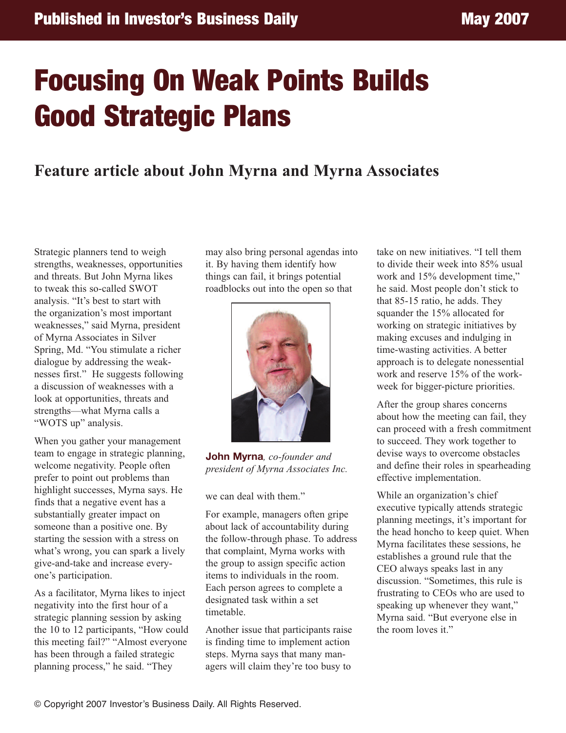Published in Investor's Business Daily — May 2007

# Focusing On Weak Points Builds Good Strategic Plans

## Feature article about John Myrna and Myrna Associates

Strategic planners tend to weigh strengths, weaknesses, opportunities and threats. But John Myrna likes to tweak this so-called SWOT analysis. "It's best to start with the organization's most important weaknesses," said Myrna, president of Myrna Associates in Silver Spring, Md. "You stimulate a richer dialogue by addressing the weaknesses first." He suggests following a discussion of weaknesses with a look at opportunities, threats and strengths—what Myrna calls a "WOTS up" analysis.

When you gather your management team to engage in strategic planning, welcome negativity. People often prefer to point out problems than highlight successes, Myrna says. He finds that a negative event has a substantially greater impact on someone than a positive one. By starting the session with a stress on what's wrong, you can spark a lively give-and-take and increase everyone's participation.

As a facilitator, Myrna likes to inject negativity into the first hour of a strategic planning session by asking the 10 to 12 participants, "How could this meeting fail?" "Almost everyone has been through a failed strategic planning process," he said. "They may also bring personal agendas into it. By having them identify how things can fail, it brings potential roadblocks out into the open so that we can deal with them."

**John Myrna**, *co-founder and president of Myrna Associates Inc.*

For example, managers often gripe about lack of accountability during the follow-through phase. To address that complaint, Myrna works with the group to assign specific action items to individuals in the room. Each person agrees to complete a designated task within a set timetable.

Another issue that participants raise is finding time to implement action steps. Myrna says that many managers will claim they're too busy to take on new initiatives. "I tell them to divide their week into 85% usual work and 15% development time," he said. Most people don't stick to that 85-15 ratio, he adds. They squander the 15% allocated for working on strategic initiatives by making excuses and indulging in time-wasting activities. A better approach is to delegate nonessential work and reserve 15% of the workweek for bigger-picture priorities.

After the group shares concerns about how the meeting can fail, they can proceed with a fresh commitment to succeed. They work together to devise ways to overcome obstacles and define their roles in spearheading effective implementation.

While an organization's chief executive typically attends strategic planning meetings, it's important for the head honcho to keep quiet. When Myrna facilitates these sessions, he establishes a ground rule that the CEO always speaks last in any discussion. "Sometimes, this rule is frustrating to CEOs who are used to speaking up whenever they want," Myrna said. "But everyone else in the room loves it."

© Copyright 2007 Investor's Business Daily. All Rights Reserved.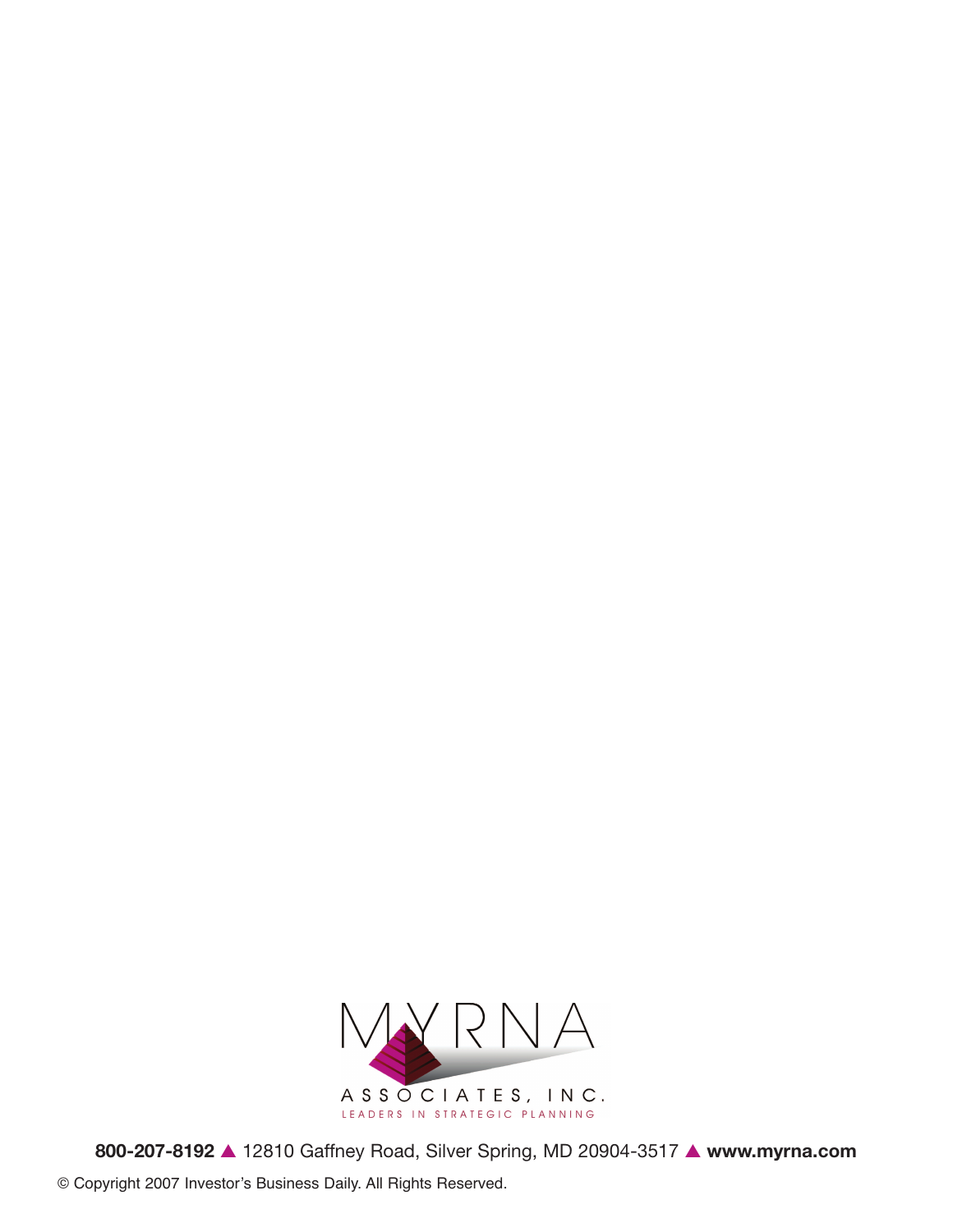MYRNA

ASSOCIATES, INC.

LEADERS IN STRATEGIC PLANNING

**800-207-8192** ▲ 12810 Gaffney Road, Silver Spring, MD 20904-3517 ▲ **www.myrna.com**

© Copyright 2007 Investor's Business Daily. All Rights Reserved.